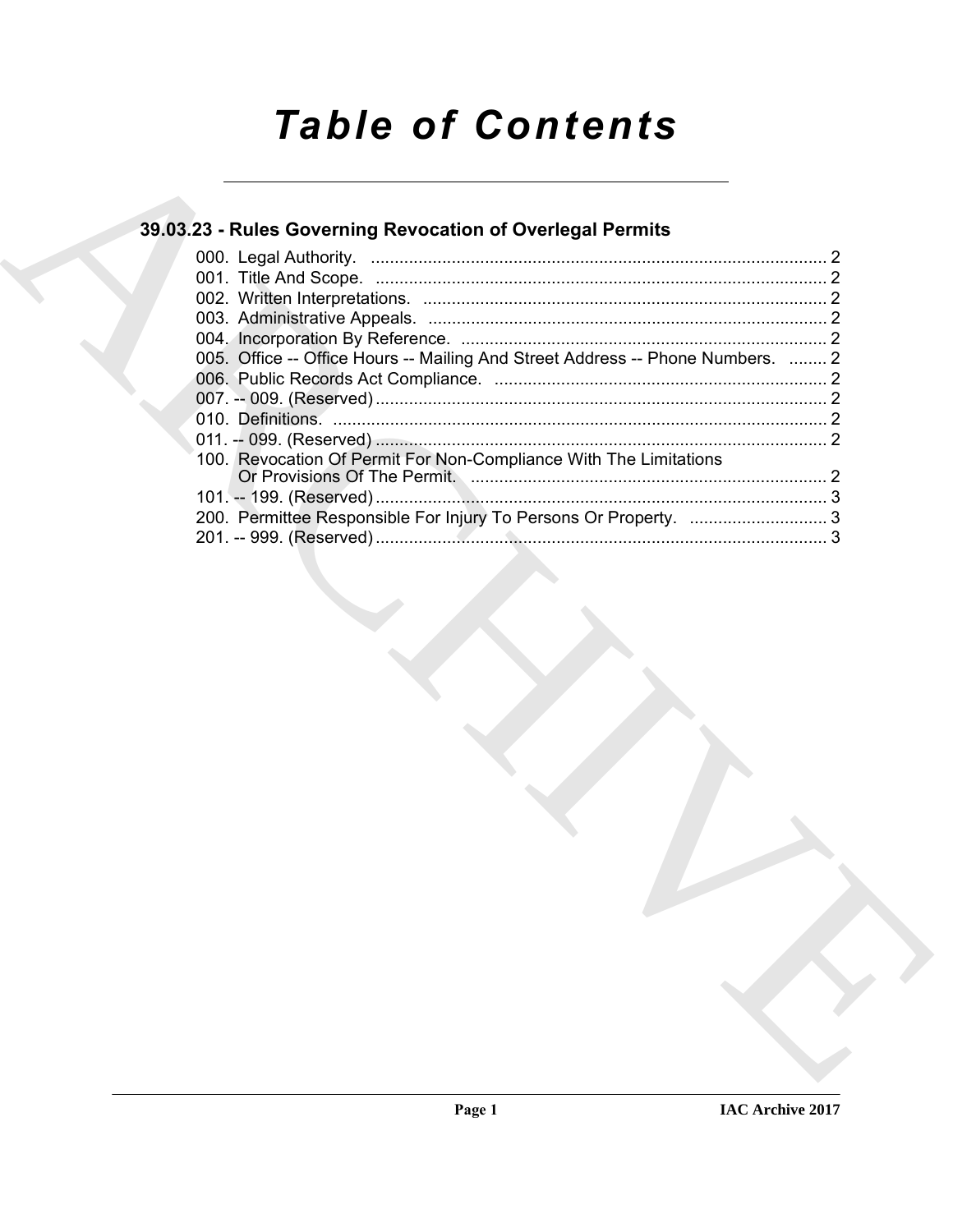# Table of Contents

## 39.03.23 - Rules Governing Revocation of Overlegal Permits

000. Legal Authority. ................................................................................................ 2
001. Title And Scope. ............................................................................................... 2
002. Written Interpretations. ..................................................................................... 2
003. Administrative Appeals. .................................................................................... 2
004. Incorporation By Reference. ............................................................................. 2
005. Office -- Office Hours -- Mailing And Street Address -- Phone Numbers. ......... 2
006. Public Records Act Compliance. ...................................................................... 2
007. -- 009. (Reserved) .............................................................................................. 2
010. Definitions. ........................................................................................................ 2
011. -- 099. (Reserved) .............................................................................................. 2
100. Revocation Of Permit For Non-Compliance With The Limitations Or Provisions Of The Permit. ........................................................................... 2
101. -- 199. (Reserved) .............................................................................................. 3
200. Permittee Responsible For Injury To Persons Or Property. ............................. 3
201. -- 999. (Reserved) .............................................................................................. 3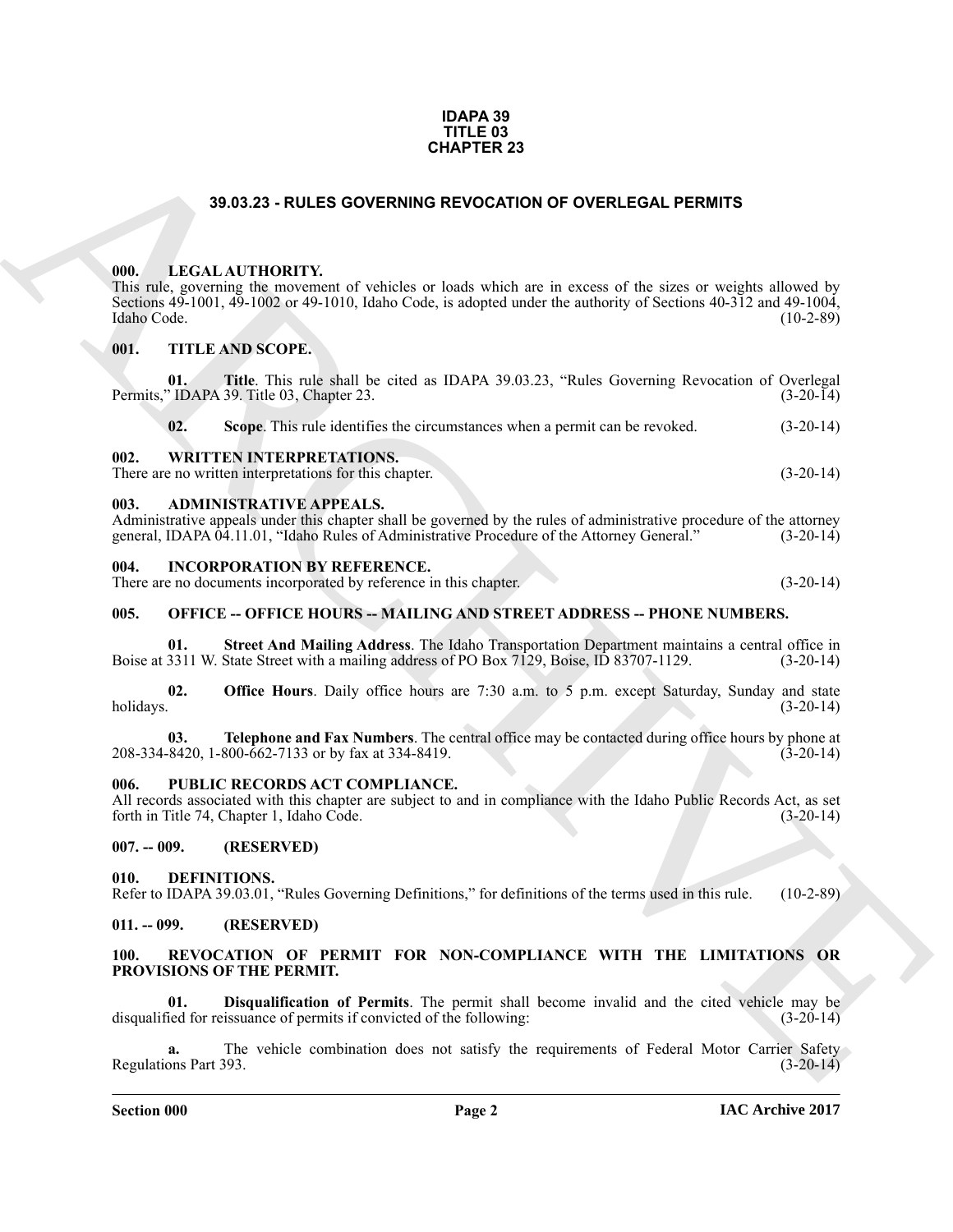# IDAPA 39
# TITLE 03
# CHAPTER 23

## 39.03.23 - RULES GOVERNING REVOCATION OF OVERLEGAL PERMITS

### 000. LEGAL AUTHORITY.

This rule, governing the movement of vehicles or loads which are in excess of the sizes or weights allowed by Sections 49-1001, 49-1002 or 49-1010, Idaho Code, is adopted under the authority of Sections 40-312 and 49-1004, Idaho Code. (10-2-89)

### 001. TITLE AND SCOPE.

**01. Title**. This rule shall be cited as IDAPA 39.03.23, "Rules Governing Revocation of Overlegal Permits," IDAPA 39. Title 03, Chapter 23. (3-20-14)

**02. Scope**. This rule identifies the circumstances when a permit can be revoked. (3-20-14)

### 002. WRITTEN INTERPRETATIONS.

There are no written interpretations for this chapter. (3-20-14)

### 003. ADMINISTRATIVE APPEALS.

Administrative appeals under this chapter shall be governed by the rules of administrative procedure of the attorney general, IDAPA 04.11.01, "Idaho Rules of Administrative Procedure of the Attorney General." (3-20-14)

### 004. INCORPORATION BY REFERENCE.

There are no documents incorporated by reference in this chapter. (3-20-14)

### 005. OFFICE -- OFFICE HOURS -- MAILING AND STREET ADDRESS -- PHONE NUMBERS.

**01. Street And Mailing Address**. The Idaho Transportation Department maintains a central office in Boise at 3311 W. State Street with a mailing address of PO Box 7129, Boise, ID 83707-1129. (3-20-14)

**02. Office Hours**. Daily office hours are 7:30 a.m. to 5 p.m. except Saturday, Sunday and state holidays. (3-20-14)

**03. Telephone and Fax Numbers**. The central office may be contacted during office hours by phone at 208-334-8420, 1-800-662-7133 or by fax at 334-8419. (3-20-14)

### 006. PUBLIC RECORDS ACT COMPLIANCE.

All records associated with this chapter are subject to and in compliance with the Idaho Public Records Act, as set forth in Title 74, Chapter 1, Idaho Code. (3-20-14)

### 007. -- 009. (RESERVED)

### 010. DEFINITIONS.

Refer to IDAPA 39.03.01, "Rules Governing Definitions," for definitions of the terms used in this rule. (10-2-89)

### 011. -- 099. (RESERVED)

### 100. REVOCATION OF PERMIT FOR NON-COMPLIANCE WITH THE LIMITATIONS OR PROVISIONS OF THE PERMIT.

**01. Disqualification of Permits**. The permit shall become invalid and the cited vehicle may be disqualified for reissuance of permits if convicted of the following: (3-20-14)

**a.** The vehicle combination does not satisfy the requirements of Federal Motor Carrier Safety Regulations Part 393. (3-20-14)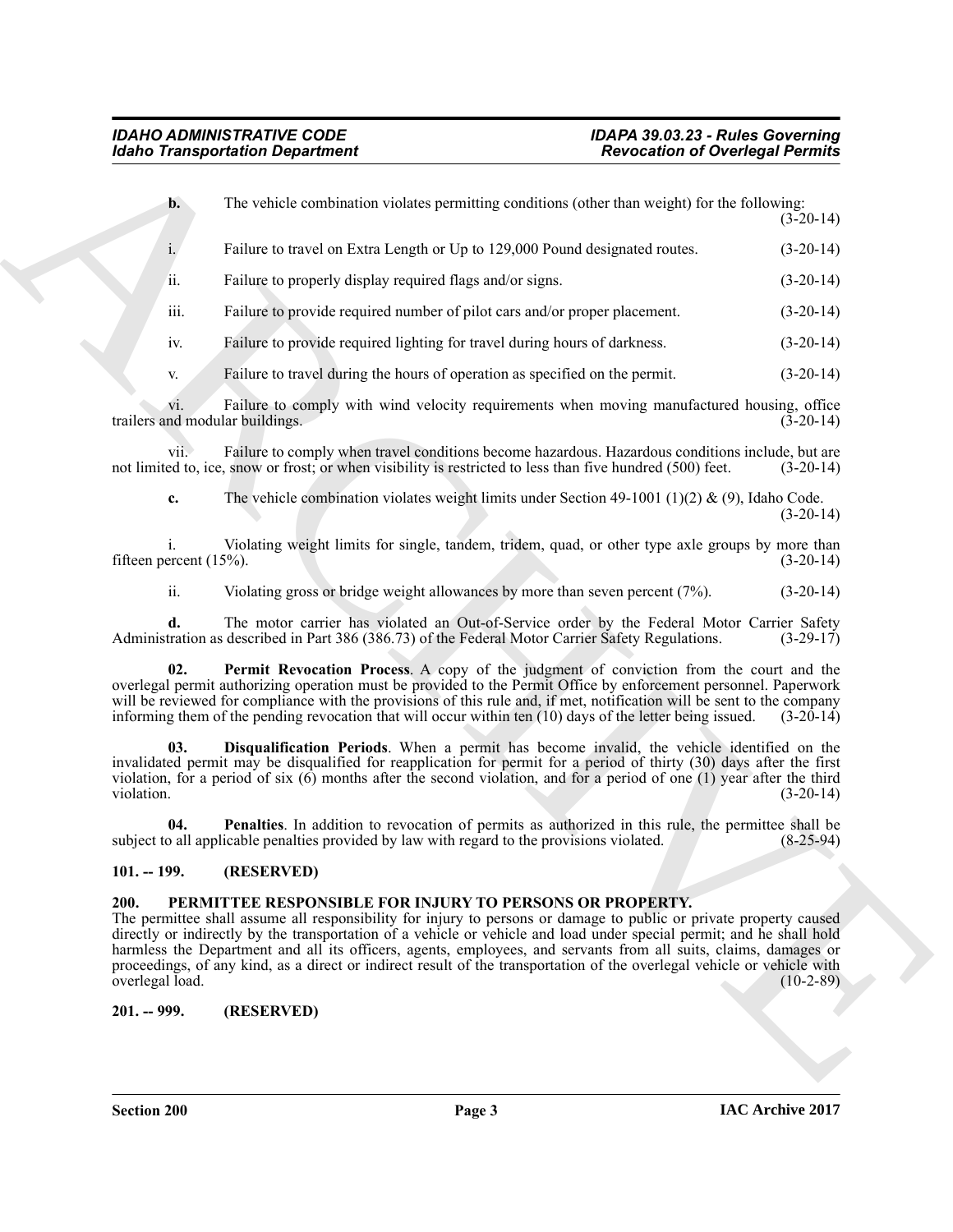**b.** The vehicle combination violates permitting conditions (other than weight) for the following: (3-20-14)

i. Failure to travel on Extra Length or Up to 129,000 Pound designated routes. (3-20-14)

ii. Failure to properly display required flags and/or signs. (3-20-14)

iii. Failure to provide required number of pilot cars and/or proper placement. (3-20-14)

iv. Failure to provide required lighting for travel during hours of darkness. (3-20-14)

v. Failure to travel during the hours of operation as specified on the permit. (3-20-14)

vi. Failure to comply with wind velocity requirements when moving manufactured housing, office trailers and modular buildings. (3-20-14)

vii. Failure to comply when travel conditions become hazardous. Hazardous conditions include, but are not limited to, ice, snow or frost; or when visibility is restricted to less than five hundred (500) feet. (3-20-14)

**c.** The vehicle combination violates weight limits under Section 49-1001 (1)(2) & (9), Idaho Code. (3-20-14)

i. Violating weight limits for single, tandem, tridem, quad, or other type axle groups by more than fifteen percent (15%). (3-20-14)

ii. Violating gross or bridge weight allowances by more than seven percent (7%). (3-20-14)

**d.** The motor carrier has violated an Out-of-Service order by the Federal Motor Carrier Safety Administration as described in Part 386 (386.73) of the Federal Motor Carrier Safety Regulations. (3-29-17)

**02. Permit Revocation Process**. A copy of the judgment of conviction from the court and the overlegal permit authorizing operation must be provided to the Permit Office by enforcement personnel. Paperwork will be reviewed for compliance with the provisions of this rule and, if met, notification will be sent to the company informing them of the pending revocation that will occur within ten (10) days of the letter being issued. (3-20-14)

**03. Disqualification Periods**. When a permit has become invalid, the vehicle identified on the invalidated permit may be disqualified for reapplication for permit for a period of thirty (30) days after the first violation, for a period of six (6) months after the second violation, and for a period of one (1) year after the third violation. (3-20-14)

**04. Penalties**. In addition to revocation of permits as authorized in this rule, the permittee shall be subject to all applicable penalties provided by law with regard to the provisions violated. (8-25-94)

## 101. -- 199. (RESERVED)

## 200. PERMITTEE RESPONSIBLE FOR INJURY TO PERSONS OR PROPERTY.

The permittee shall assume all responsibility for injury to persons or damage to public or private property caused directly or indirectly by the transportation of a vehicle or vehicle and load under special permit; and he shall hold harmless the Department and all its officers, agents, employees, and servants from all suits, claims, damages or proceedings, of any kind, as a direct or indirect result of the transportation of the overlegal vehicle or vehicle with overlegal load. (10-2-89)

## 201. -- 999. (RESERVED)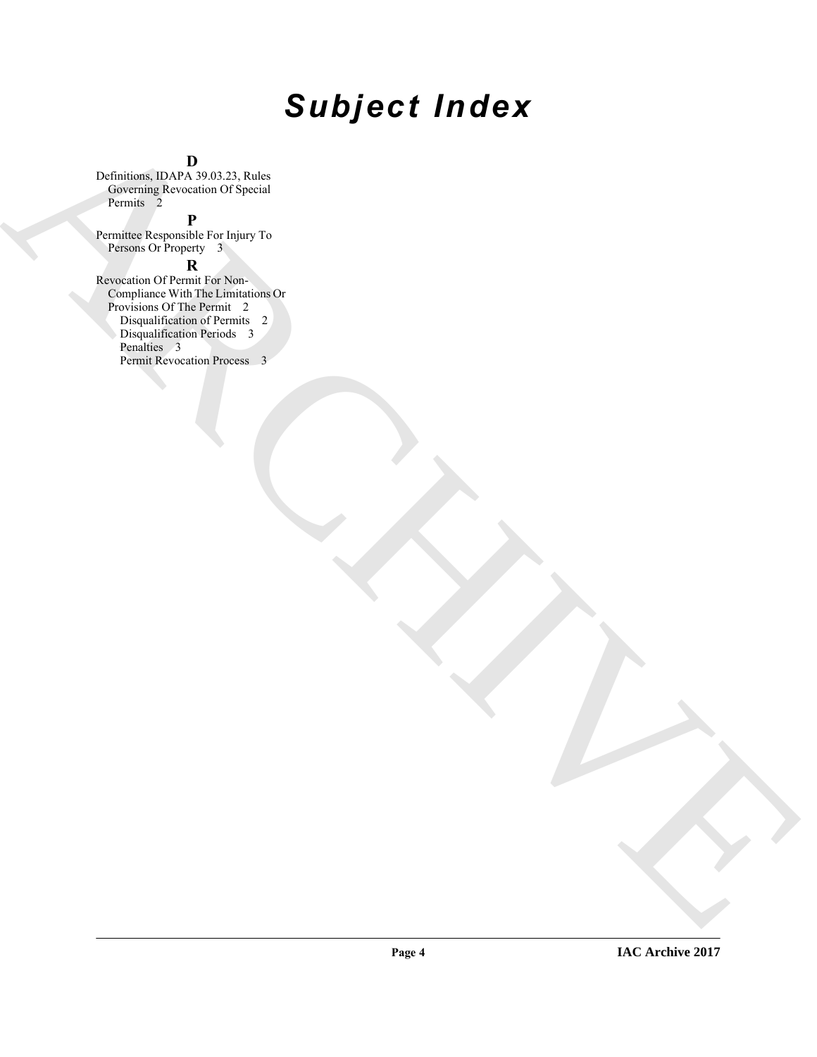# *Subject Index*

**D**

Definitions, IDAPA 39.03.23, Rules Governing Revocation Of Special Permits 2

**P**

Permittee Responsible For Injury To Persons Or Property 3

**R**

Revocation Of Permit For Non-Compliance With The Limitations Or Provisions Of The Permit 2

- Disqualification of Permits 2
- Disqualification Periods 3
- Penalties 3
- Permit Revocation Process 3